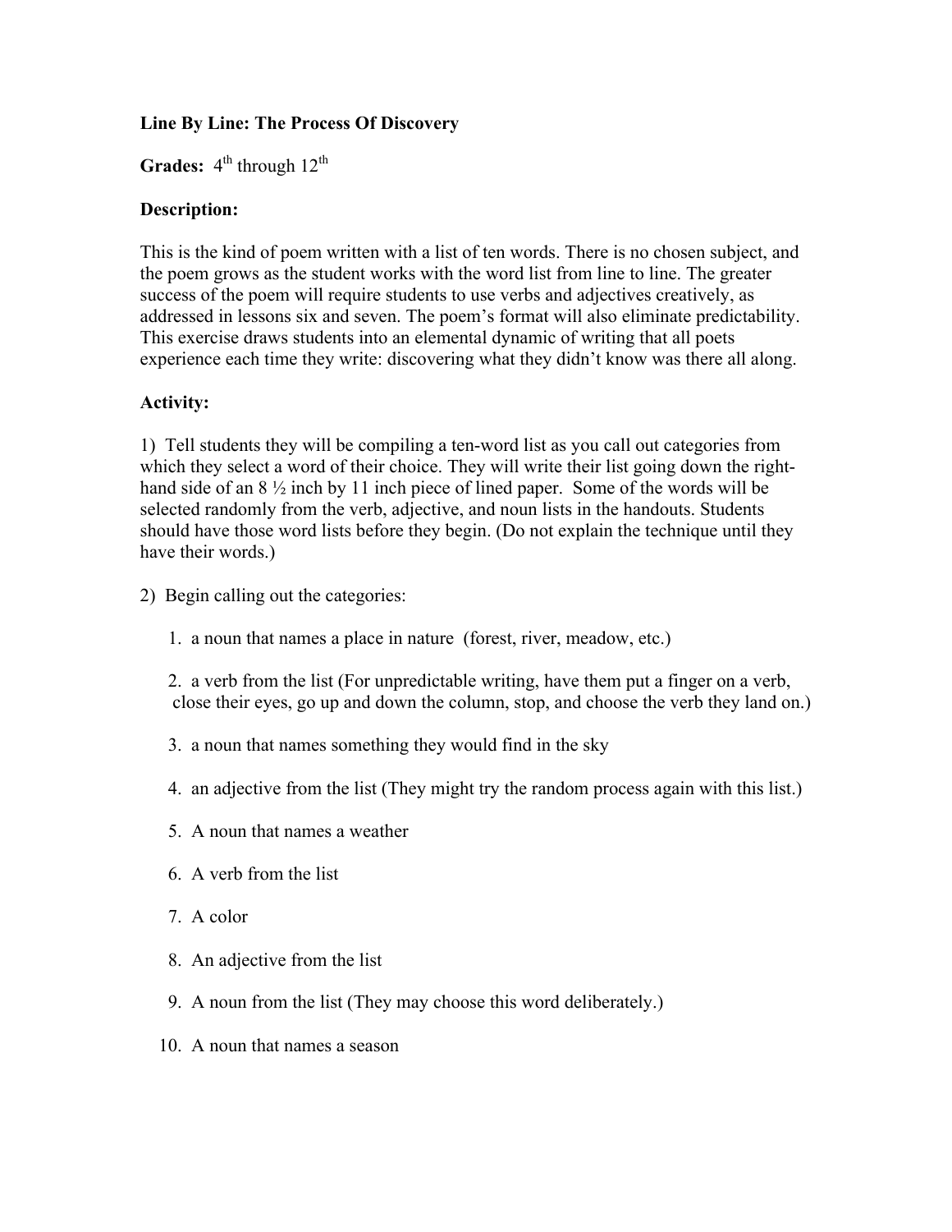**Line By Line: The Process Of Discovery**

**Grades:** 4th through 12th

**Description:**

This is the kind of poem written with a list of ten words. There is no chosen subject, and the poem grows as the student works with the word list from line to line. The greater success of the poem will require students to use verbs and adjectives creatively, as addressed in lessons six and seven. The poem's format will also eliminate predictability. This exercise draws students into an elemental dynamic of writing that all poets experience each time they write: discovering what they didn't know was there all along.

**Activity:**

1) Tell students they will be compiling a ten-word list as you call out categories from which they select a word of their choice. They will write their list going down the right-hand side of an 8 ½ inch by 11 inch piece of lined paper. Some of the words will be selected randomly from the verb, adjective, and noun lists in the handouts. Students should have those word lists before they begin. (Do not explain the technique until they have their words.)

2) Begin calling out the categories:

1. a noun that names a place in nature (forest, river, meadow, etc.)
2. a verb from the list (For unpredictable writing, have them put a finger on a verb, close their eyes, go up and down the column, stop, and choose the verb they land on.)
3. a noun that names something they would find in the sky
4. an adjective from the list (They might try the random process again with this list.)
5. A noun that names a weather
6. A verb from the list
7. A color
8. An adjective from the list
9. A noun from the list (They may choose this word deliberately.)
10. A noun that names a season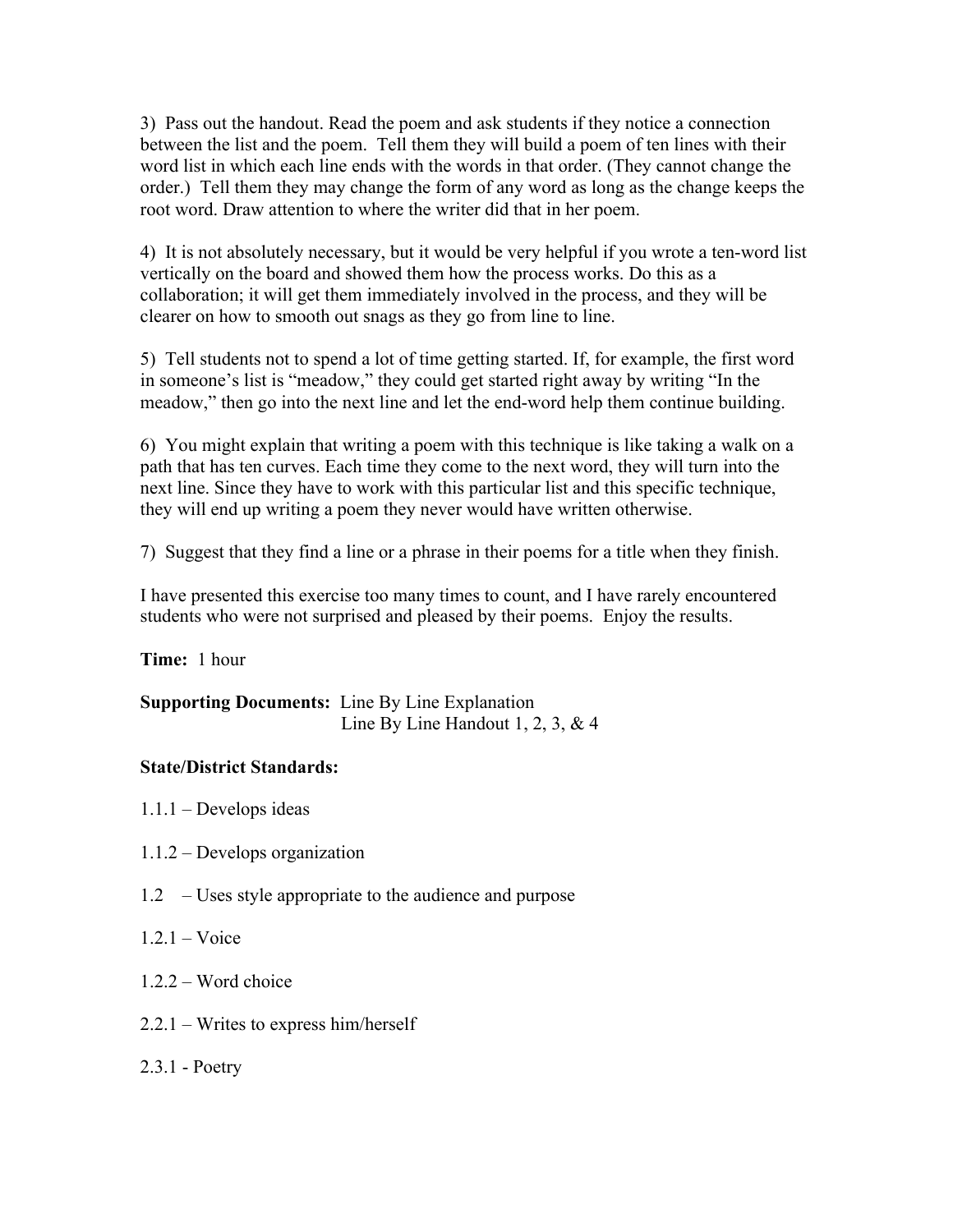3) Pass out the handout. Read the poem and ask students if they notice a connection between the list and the poem. Tell them they will build a poem of ten lines with their word list in which each line ends with the words in that order. (They cannot change the order.) Tell them they may change the form of any word as long as the change keeps the root word. Draw attention to where the writer did that in her poem.

4) It is not absolutely necessary, but it would be very helpful if you wrote a ten-word list vertically on the board and showed them how the process works. Do this as a collaboration; it will get them immediately involved in the process, and they will be clearer on how to smooth out snags as they go from line to line.

5) Tell students not to spend a lot of time getting started. If, for example, the first word in someone's list is "meadow," they could get started right away by writing "In the meadow," then go into the next line and let the end-word help them continue building.

6) You might explain that writing a poem with this technique is like taking a walk on a path that has ten curves. Each time they come to the next word, they will turn into the next line. Since they have to work with this particular list and this specific technique, they will end up writing a poem they never would have written otherwise.

7) Suggest that they find a line or a phrase in their poems for a title when they finish.

I have presented this exercise too many times to count, and I have rarely encountered students who were not surprised and pleased by their poems. Enjoy the results.

**Time:** 1 hour

**Supporting Documents:** Line By Line Explanation
Line By Line Handout 1, 2, 3, & 4

**State/District Standards:**

1.1.1 – Develops ideas

1.1.2 – Develops organization

1.2 – Uses style appropriate to the audience and purpose

1.2.1 – Voice

1.2.2 – Word choice

2.2.1 – Writes to express him/herself

2.3.1 - Poetry